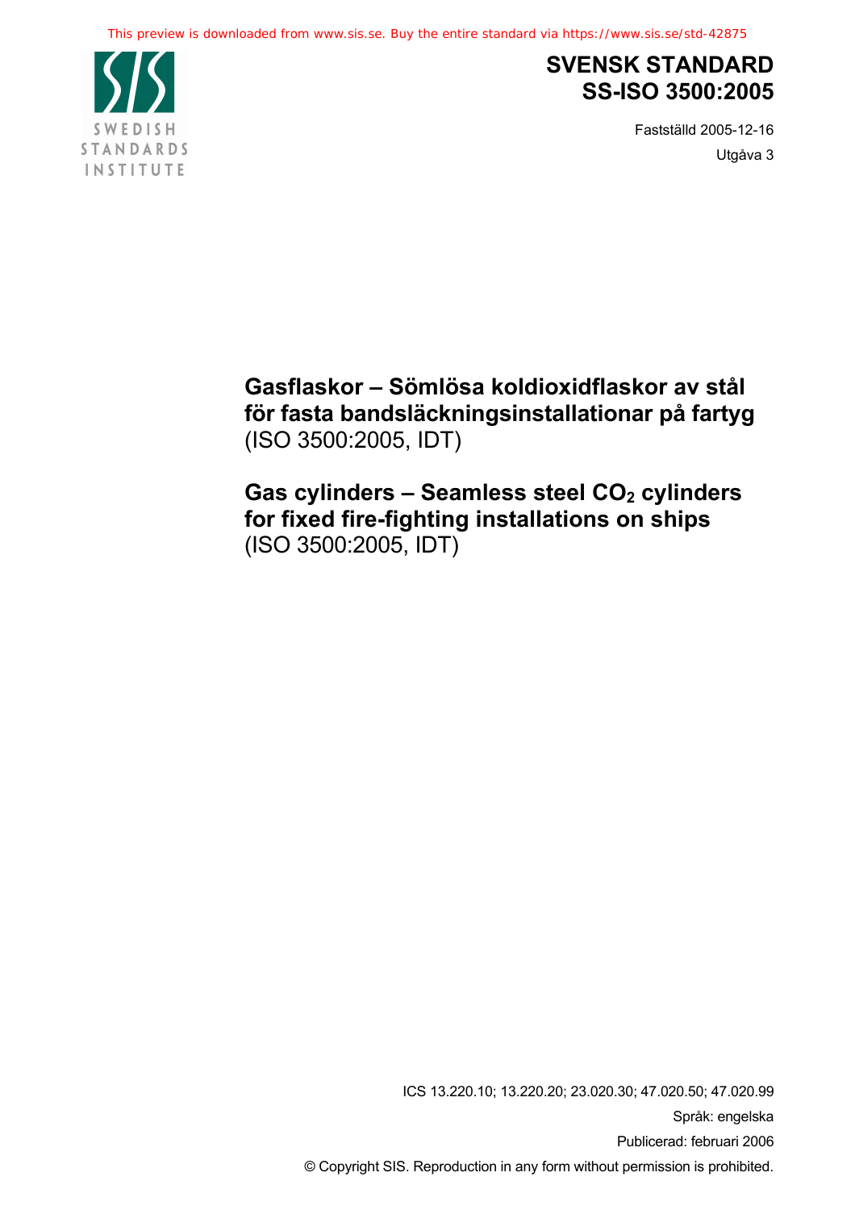# SVENSK STANDARD
# SS-ISO 3500:2005

Fastställd 2005-12-16

Utgåva 3

## Gasflaskor – Sömlösa koldioxidflaskor av stål för fasta bandsläckningsinstallationar på fartyg
(ISO 3500:2005, IDT)

## Gas cylinders – Seamless steel $CO_2$ cylinders for fixed fire-fighting installations on ships
(ISO 3500:2005, IDT)

ICS 13.220.10; 13.220.20; 23.020.30; 47.020.50; 47.020.99

Språk: engelska

Publicerad: februari 2006

© Copyright SIS. Reproduction in any form without permission is prohibited.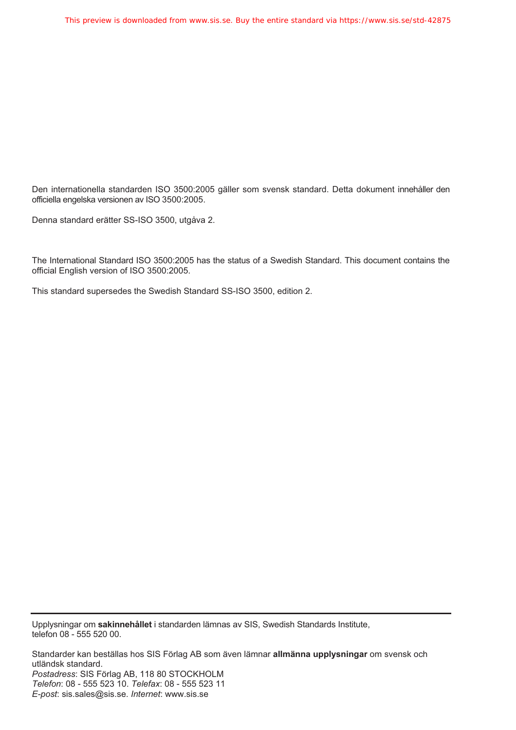Den internationella standarden ISO 3500:2005 gäller som svensk standard. Detta dokument innehåller den officiella engelska versionen av ISO 3500:2005.

Denna standard ersätter SS-ISO 3500, utgåva 2.

The International Standard ISO 3500:2005 has the status of a Swedish Standard. This document contains the official English version of ISO 3500:2005.

This standard supersedes the Swedish Standard SS-ISO 3500, edition 2.

---

Upplysningar om **sakinnehållet** i standarden lämnas av SIS, Swedish Standards Institute, telefon 08 - 555 520 00.

Standarder kan beställas hos SIS Förlag AB som även lämnar **allmänna upplysningar** om svensk och utländsk standard.
*Postadress*: SIS Förlag AB, 118 80 STOCKHOLM
*Telefon*: 08 - 555 523 10. *Telefax*: 08 - 555 523 11
*E-post*: sis.sales@sis.se. *Internet*: www.sis.se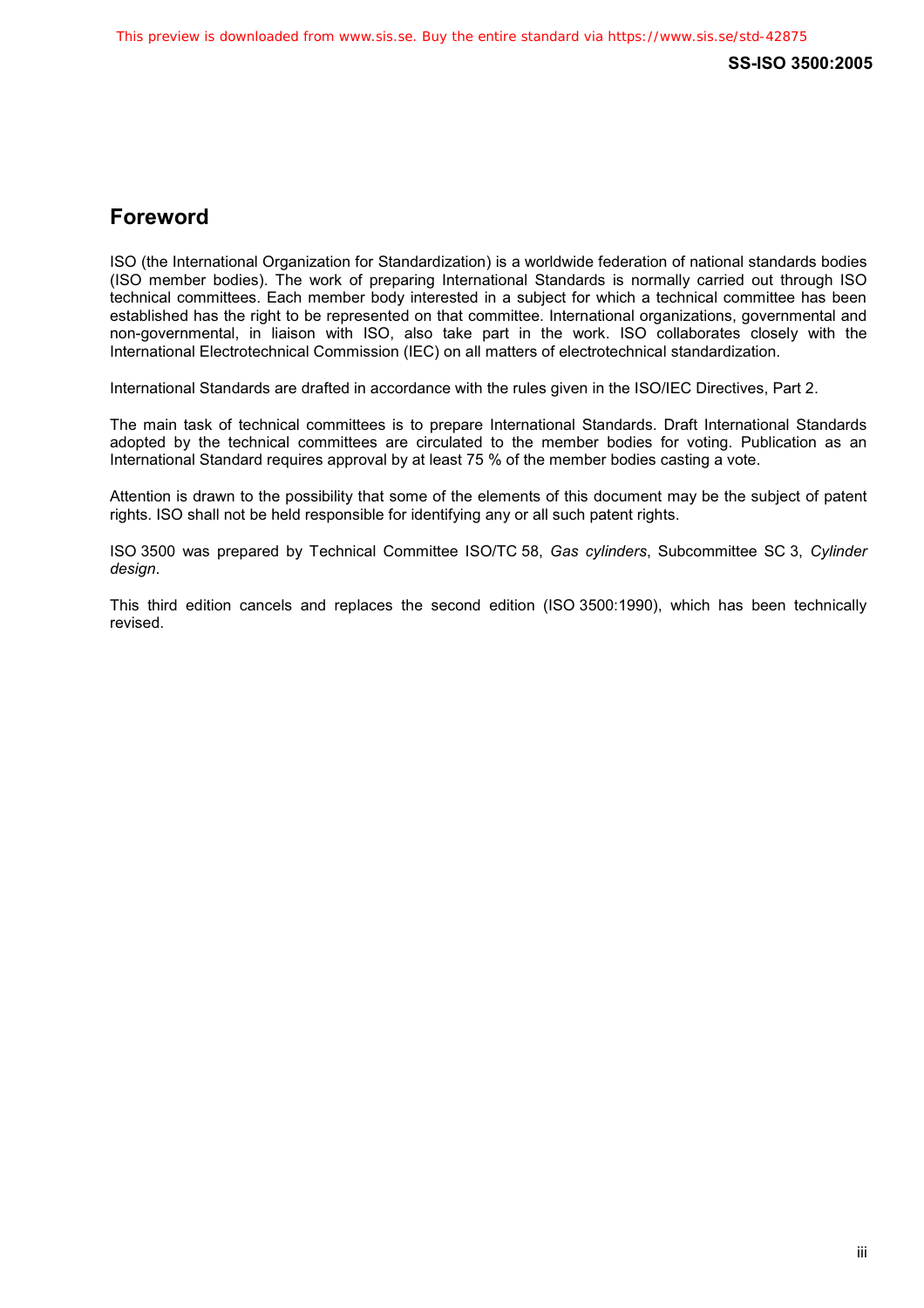## Foreword

ISO (the International Organization for Standardization) is a worldwide federation of national standards bodies (ISO member bodies). The work of preparing International Standards is normally carried out through ISO technical committees. Each member body interested in a subject for which a technical committee has been established has the right to be represented on that committee. International organizations, governmental and non-governmental, in liaison with ISO, also take part in the work. ISO collaborates closely with the International Electrotechnical Commission (IEC) on all matters of electrotechnical standardization.

International Standards are drafted in accordance with the rules given in the ISO/IEC Directives, Part 2.

The main task of technical committees is to prepare International Standards. Draft International Standards adopted by the technical committees are circulated to the member bodies for voting. Publication as an International Standard requires approval by at least 75 % of the member bodies casting a vote.

Attention is drawn to the possibility that some of the elements of this document may be the subject of patent rights. ISO shall not be held responsible for identifying any or all such patent rights.

ISO 3500 was prepared by Technical Committee ISO/TC 58, *Gas cylinders*, Subcommittee SC 3, *Cylinder design*.

This third edition cancels and replaces the second edition (ISO 3500:1990), which has been technically revised.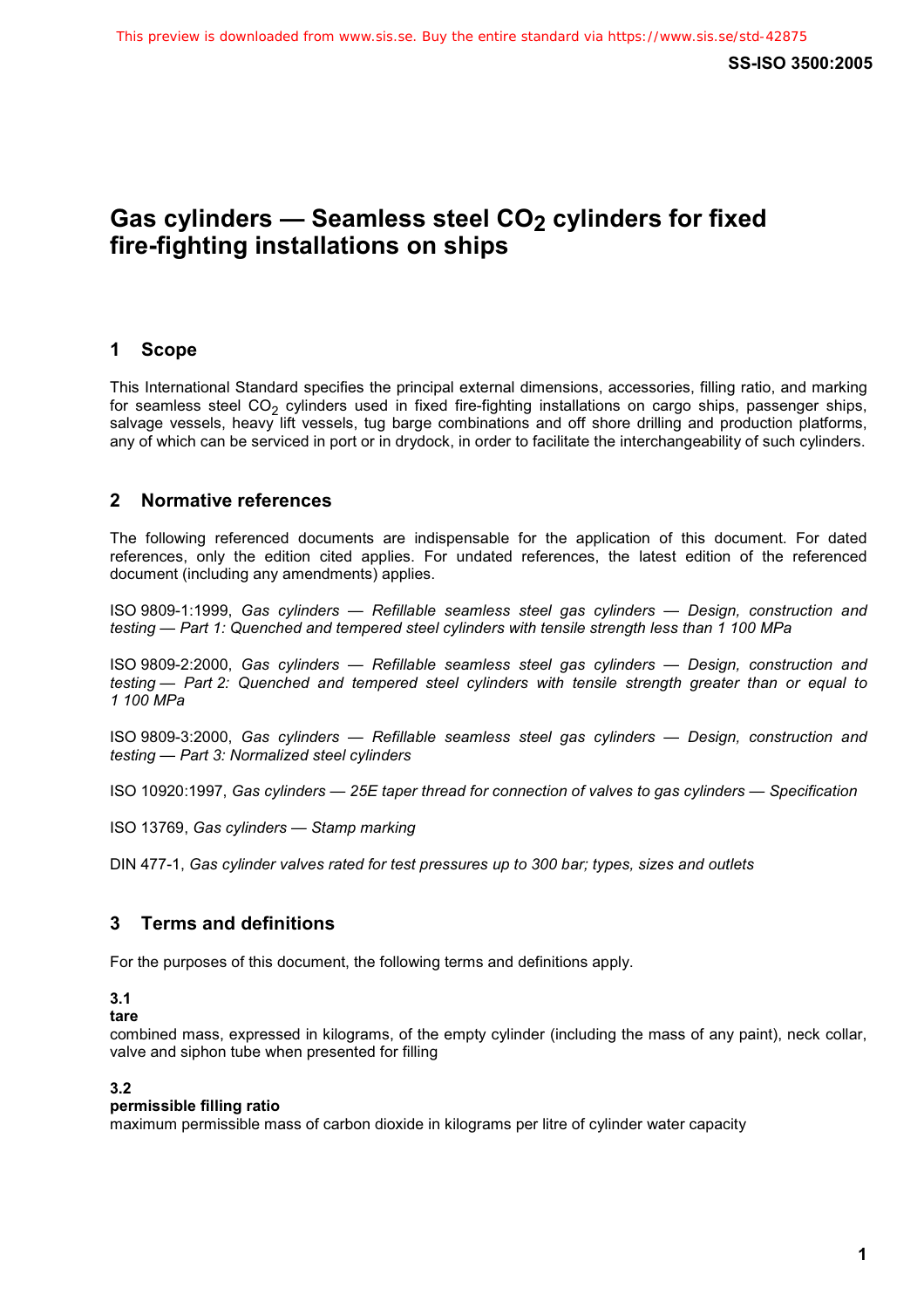# Gas cylinders — Seamless steel $CO_2$ cylinders for fixed fire-fighting installations on ships

## 1 Scope

This International Standard specifies the principal external dimensions, accessories, filling ratio, and marking for seamless steel $CO_2$ cylinders used in fixed fire-fighting installations on cargo ships, passenger ships, salvage vessels, heavy lift vessels, tug barge combinations and off shore drilling and production platforms, any of which can be serviced in port or in drydock, in order to facilitate the interchangeability of such cylinders.

## 2 Normative references

The following referenced documents are indispensable for the application of this document. For dated references, only the edition cited applies. For undated references, the latest edition of the referenced document (including any amendments) applies.

ISO 9809-1:1999, *Gas cylinders — Refillable seamless steel gas cylinders — Design, construction and testing — Part 1: Quenched and tempered steel cylinders with tensile strength less than 1 100 MPa*

ISO 9809-2:2000, *Gas cylinders — Refillable seamless steel gas cylinders — Design, construction and testing — Part 2: Quenched and tempered steel cylinders with tensile strength greater than or equal to 1 100 MPa*

ISO 9809-3:2000, *Gas cylinders — Refillable seamless steel gas cylinders — Design, construction and testing — Part 3: Normalized steel cylinders*

ISO 10920:1997, *Gas cylinders — 25E taper thread for connection of valves to gas cylinders — Specification*

ISO 13769, *Gas cylinders — Stamp marking*

DIN 477-1, *Gas cylinder valves rated for test pressures up to 300 bar; types, sizes and outlets*

## 3 Terms and definitions

For the purposes of this document, the following terms and definitions apply.

**3.1**
**tare**
combined mass, expressed in kilograms, of the empty cylinder (including the mass of any paint), neck collar, valve and siphon tube when presented for filling

**3.2**
**permissible filling ratio**
maximum permissible mass of carbon dioxide in kilograms per litre of cylinder water capacity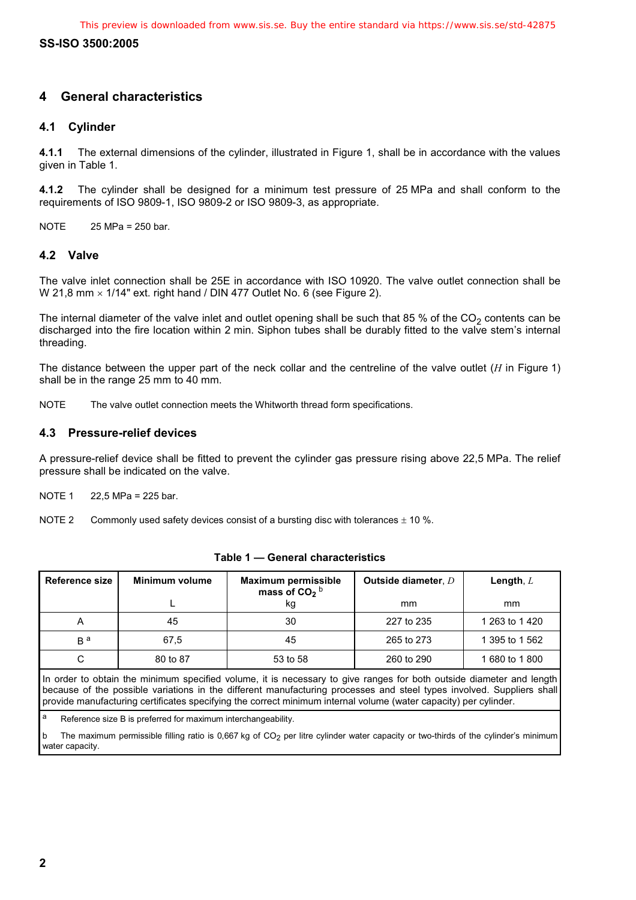## 4 General characteristics

### 4.1 Cylinder

**4.1.1** The external dimensions of the cylinder, illustrated in Figure 1, shall be in accordance with the values given in Table 1.

**4.1.2** The cylinder shall be designed for a minimum test pressure of 25 MPa and shall conform to the requirements of ISO 9809-1, ISO 9809-2 or ISO 9809-3, as appropriate.

NOTE 25 MPa = 250 bar.

### 4.2 Valve

The valve inlet connection shall be 25E in accordance with ISO 10920. The valve outlet connection shall be W 21,8 mm × 1/14" ext. right hand / DIN 477 Outlet No. 6 (see Figure 2).

The internal diameter of the valve inlet and outlet opening shall be such that 85 % of the $CO_2$ contents can be discharged into the fire location within 2 min. Siphon tubes shall be durably fitted to the valve stem's internal threading.

The distance between the upper part of the neck collar and the centreline of the valve outlet ($H$ in Figure 1) shall be in the range 25 mm to 40 mm.

NOTE The valve outlet connection meets the Whitworth thread form specifications.

### 4.3 Pressure-relief devices

A pressure-relief device shall be fitted to prevent the cylinder gas pressure rising above 22,5 MPa. The relief pressure shall be indicated on the valve.

NOTE 1 22,5 MPa = 225 bar.

NOTE 2 Commonly used safety devices consist of a bursting disc with tolerances ± 10 %.

**Table 1 — General characteristics**

| Reference size | Minimum volume<br>L | Maximum permissible mass of $CO_2$ [b]<br>kg | Outside diameter, $D$<br>mm | Length, $L$<br>mm |
|---|---|---|---|---|
| A | 45 | 30 | 227 to 235 | 1 263 to 1 420 |
| B [a] | 67,5 | 45 | 265 to 273 | 1 395 to 1 562 |
| C | 80 to 87 | 53 to 58 | 260 to 290 | 1 680 to 1 800 |

In order to obtain the minimum specified volume, it is necessary to give ranges for both outside diameter and length because of the possible variations in the different manufacturing processes and steel types involved. Suppliers shall provide manufacturing certificates specifying the correct minimum internal volume (water capacity) per cylinder.

[a] Reference size B is preferred for maximum interchangeability.

[b] The maximum permissible filling ratio is 0,667 kg of $CO_2$ per litre cylinder water capacity or two-thirds of the cylinder's minimum water capacity.